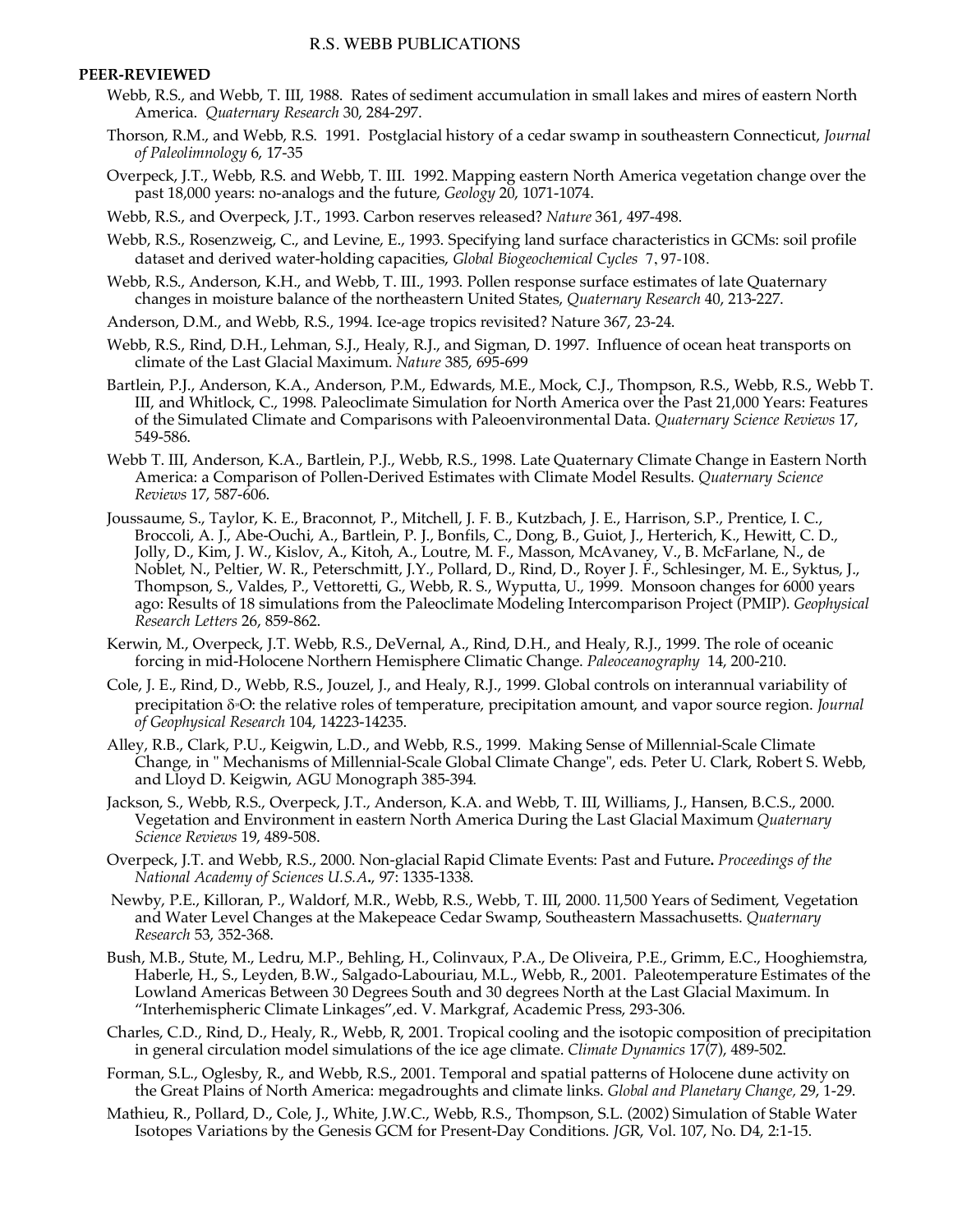# R.S. WEBB PUBLICATIONS

## PEER-REVIEWED

Webb, R.S., and Webb, T. III, 1988. Rates of sediment accumulation in small lakes and mires of eastern North America. *Quaternary Research* 30, 284-297.

Thorson, R.M., and Webb, R.S. 1991. Postglacial history of a cedar swamp in southeastern Connecticut, *Journal of Paleolimnology* 6, 17-35

Overpeck, J.T., Webb, R.S. and Webb, T. III. 1992. Mapping eastern North America vegetation change over the past 18,000 years: no-analogs and the future, *Geology* 20, 1071-1074.

Webb, R.S., and Overpeck, J.T., 1993. Carbon reserves released? *Nature* 361, 497-498.

Webb, R.S., Rosenzweig, C., and Levine, E., 1993. Specifying land surface characteristics in GCMs: soil profile dataset and derived water-holding capacities, *Global Biogeochemical Cycles* 7, 97-108.

Webb, R.S., Anderson, K.H., and Webb, T. III., 1993. Pollen response surface estimates of late Quaternary changes in moisture balance of the northeastern United States, *Quaternary Research* 40, 213-227.

Anderson, D.M., and Webb, R.S., 1994. Ice-age tropics revisited? Nature 367, 23-24.

Webb, R.S., Rind, D.H., Lehman, S.J., Healy, R.J., and Sigman, D. 1997. Influence of ocean heat transports on climate of the Last Glacial Maximum. *Nature* 385, 695-699

Bartlein, P.J., Anderson, K.A., Anderson, P.M., Edwards, M.E., Mock, C.J., Thompson, R.S., Webb, R.S., Webb T. III, and Whitlock, C., 1998. Paleoclimate Simulation for North America over the Past 21,000 Years: Features of the Simulated Climate and Comparisons with Paleoenvironmental Data. *Quaternary Science Reviews* 17, 549-586.

Webb T. III, Anderson, K.A., Bartlein, P.J., Webb, R.S., 1998. Late Quaternary Climate Change in Eastern North America: a Comparison of Pollen-Derived Estimates with Climate Model Results. *Quaternary Science Reviews* 17, 587-606.

Joussaume, S., Taylor, K. E., Braconnot, P., Mitchell, J. F. B., Kutzbach, J. E., Harrison, S.P., Prentice, I. C., Broccoli, A. J., Abe-Ouchi, A., Bartlein, P. J., Bonfils, C., Dong, B., Guiot, J., Herterich, K., Hewitt, C. D., Jolly, D., Kim, J. W., Kislov, A., Kitoh, A., Loutre, M. F., Masson, McAvaney, V., B. McFarlane, N., de Noblet, N., Peltier, W. R., Peterschmitt, J.Y., Pollard, D., Rind, D., Royer J. F., Schlesinger, M. E., Syktus, J., Thompson, S., Valdes, P., Vettoretti, G., Webb, R. S., Wyputta, U., 1999. Monsoon changes for 6000 years ago: Results of 18 simulations from the Paleoclimate Modeling Intercomparison Project (PMIP). *Geophysical Research Letters* 26, 859-862.

Kerwin, M., Overpeck, J.T. Webb, R.S., DeVernal, A., Rind, D.H., and Healy, R.J., 1999. The role of oceanic forcing in mid-Holocene Northern Hemisphere Climatic Change. *Paleoceanography* 14, 200-210.

Cole, J. E., Rind, D., Webb, R.S., Jouzel, J., and Healy, R.J., 1999. Global controls on interannual variability of precipitation $\delta^{18}O$: the relative roles of temperature, precipitation amount, and vapor source region. *Journal of Geophysical Research* 104, 14223-14235.

Alley, R.B., Clark, P.U., Keigwin, L.D., and Webb, R.S., 1999. Making Sense of Millennial-Scale Climate Change, in " Mechanisms of Millennial-Scale Global Climate Change", eds. Peter U. Clark, Robert S. Webb, and Lloyd D. Keigwin, AGU Monograph 385-394.

Jackson, S., Webb, R.S., Overpeck, J.T., Anderson, K.A. and Webb, T. III, Williams, J., Hansen, B.C.S., 2000. Vegetation and Environment in eastern North America During the Last Glacial Maximum *Quaternary Science Reviews* 19, 489-508.

Overpeck, J.T. and Webb, R.S., 2000. Non-glacial Rapid Climate Events: Past and Future**.** *Proceedings of the National Academy of Sciences U.S.A***.**, 97: 1335-1338.

Newby, P.E., Killoran, P., Waldorf, M.R., Webb, R.S., Webb, T. III, 2000. 11,500 Years of Sediment, Vegetation and Water Level Changes at the Makepeace Cedar Swamp, Southeastern Massachusetts. *Quaternary Research* 53, 352-368.

Bush, M.B., Stute, M., Ledru, M.P., Behling, H., Colinvaux, P.A., De Oliveira, P.E., Grimm, E.C., Hooghiemstra, Haberle, H., S., Leyden, B.W., Salgado-Labouriau, M.L., Webb, R., 2001. Paleotemperature Estimates of the Lowland Americas Between 30 Degrees South and 30 degrees North at the Last Glacial Maximum. In "Interhemispheric Climate Linkages",ed. V. Markgraf, Academic Press, 293-306.

Charles, C.D., Rind, D., Healy, R., Webb, R, 2001. Tropical cooling and the isotopic composition of precipitation in general circulation model simulations of the ice age climate. *Climate Dynamics* 17(7), 489-502.

Forman, S.L., Oglesby, R., and Webb, R.S., 2001. Temporal and spatial patterns of Holocene dune activity on the Great Plains of North America: megadroughts and climate links. *Global and Planetary Change*, 29, 1-29.

Mathieu, R., Pollard, D., Cole, J., White, J.W.C., Webb, R.S., Thompson, S.L. (2002) Simulation of Stable Water Isotopes Variations by the Genesis GCM for Present-Day Conditions. *JGR*, Vol. 107, No. D4, 2:1-15.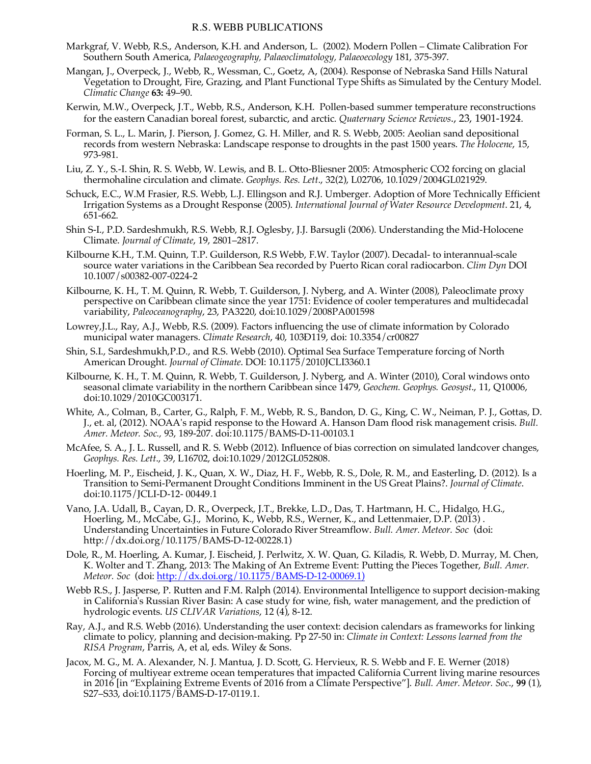R.S. WEBB PUBLICATIONS

Markgraf, V. Webb, R.S., Anderson, K.H. and Anderson, L. (2002). Modern Pollen – Climate Calibration For Southern South America, *Palaeogeography, Palaeoclimatology, Palaeoecology* 181, 375-397.

Mangan, J., Overpeck, J., Webb, R., Wessman, C., Goetz, A, (2004). Response of Nebraska Sand Hills Natural Vegetation to Drought, Fire, Grazing, and Plant Functional Type Shifts as Simulated by the Century Model. *Climatic Change* **63:** 49–90.

Kerwin, M.W., Overpeck, J.T., Webb, R.S., Anderson, K.H. Pollen-based summer temperature reconstructions for the eastern Canadian boreal forest, subarctic, and arctic. *Quaternary Science Reviews*., 23, 1901-1924.

Forman, S. L., L. Marin, J. Pierson, J. Gomez, G. H. Miller, and R. S. Webb, 2005: Aeolian sand depositional records from western Nebraska: Landscape response to droughts in the past 1500 years. *The Holocene*, 15, 973-981.

Liu, Z. Y., S.-I. Shin, R. S. Webb, W. Lewis, and B. L. Otto-Bliesner 2005: Atmospheric CO2 forcing on glacial thermohaline circulation and climate. *Geophys. Res. Lett*., 32(2), L02706, 10.1029/2004GL021929.

Schuck, E.C., W.M Frasier, R.S. Webb, L.J. Ellingson and R.J. Umberger. Adoption of More Technically Efficient Irrigation Systems as a Drought Response (2005). *International Journal of Water Resource Development*. 21, 4, 651-662.

Shin S-I., P.D. Sardeshmukh, R.S. Webb, R.J. Oglesby, J.J. Barsugli (2006). Understanding the Mid-Holocene Climate. *Journal of Climate*, 19, 2801–2817.

Kilbourne K.H., T.M. Quinn, T.P. Guilderson, R.S Webb, F.W. Taylor (2007). Decadal- to interannual-scale source water variations in the Caribbean Sea recorded by Puerto Rican coral radiocarbon. *Clim Dyn* DOI 10.1007/s00382-007-0224-2

Kilbourne, K. H., T. M. Quinn, R. Webb, T. Guilderson, J. Nyberg, and A. Winter (2008), Paleoclimate proxy perspective on Caribbean climate since the year 1751: Evidence of cooler temperatures and multidecadal variability, *Paleoceanography*, 23, PA3220, doi:10.1029/2008PA001598

Lowrey,J.L., Ray, A.J., Webb, R.S. (2009). Factors influencing the use of climate information by Colorado municipal water managers. *Climate Research*, 40, 103D119, doi: 10.3354/cr00827

Shin, S.I., Sardeshmukh,P.D., and R.S. Webb (2010). Optimal Sea Surface Temperature forcing of North American Drought. *Journal of Climate*. DOI: 10.1175/2010JCLI3360.1

Kilbourne, K. H., T. M. Quinn, R. Webb, T. Guilderson, J. Nyberg, and A. Winter (2010), Coral windows onto seasonal climate variability in the northern Caribbean since 1479, *Geochem. Geophys. Geosyst*., 11, Q10006, doi:10.1029/2010GC003171.

White, A., Colman, B., Carter, G., Ralph, F. M., Webb, R. S., Bandon, D. G., King, C. W., Neiman, P. J., Gottas, D. J., et. al, (2012). NOAA's rapid response to the Howard A. Hanson Dam flood risk management crisis. *Bull. Amer. Meteor. Soc.,* 93, 189-207. doi:10.1175/BAMS-D-11-00103.1

McAfee, S. A., J. L. Russell, and R. S. Webb (2012). Influence of bias correction on simulated landcover changes, *Geophys. Res. Lett*., 39, L16702, doi:10.1029/2012GL052808.

Hoerling, M. P., Eischeid, J. K., Quan, X. W., Diaz, H. F., Webb, R. S., Dole, R. M., and Easterling, D. (2012). Is a Transition to Semi-Permanent Drought Conditions Imminent in the US Great Plains?. *Journal of Climate*. doi:10.1175/JCLI-D-12- 00449.1

Vano, J.A. Udall, B., Cayan, D. R., Overpeck, J.T., Brekke, L.D., Das, T. Hartmann, H. C., Hidalgo, H.G., Hoerling, M., McCabe, G.J., Morino, K., Webb, R.S., Werner, K., and Lettenmaier, D.P. (2013) . Understanding Uncertainties in Future Colorado River Streamflow. *Bull. Amer. Meteor. Soc* (doi: http://dx.doi.org/10.1175/BAMS-D-12-00228.1)

Dole, R., M. Hoerling, A. Kumar, J. Eischeid, J. Perlwitz, X. W. Quan, G. Kiladis, R. Webb, D. Murray, M. Chen, K. Wolter and T. Zhang, 2013: The Making of An Extreme Event: Putting the Pieces Together, *Bull. Amer. Meteor. Soc* (doi: http://dx.doi.org/10.1175/BAMS-D-12-00069.1)

Webb R.S., J. Jasperse, P. Rutten and F.M. Ralph (2014). Environmental Intelligence to support decision-making in California's Russian River Basin: A case study for wine, fish, water management, and the prediction of hydrologic events. *US CLIVAR Variations*, 12 (4), 8-12.

Ray, A.J., and R.S. Webb (2016). Understanding the user context: decision calendars as frameworks for linking climate to policy, planning and decision-making. Pp 27-50 in: *Climate in Context: Lessons learned from the RISA Program*, Parris, A, et al, eds. Wiley & Sons.

Jacox, M. G., M. A. Alexander, N. J. Mantua, J. D. Scott, G. Hervieux, R. S. Webb and F. E. Werner (2018) Forcing of multiyear extreme ocean temperatures that impacted California Current living marine resources in 2016 [in "Explaining Extreme Events of 2016 from a Climate Perspective"]. *Bull. Amer. Meteor. Soc.*, **99** (1), S27–S33, doi:10.1175/BAMS-D-17-0119.1.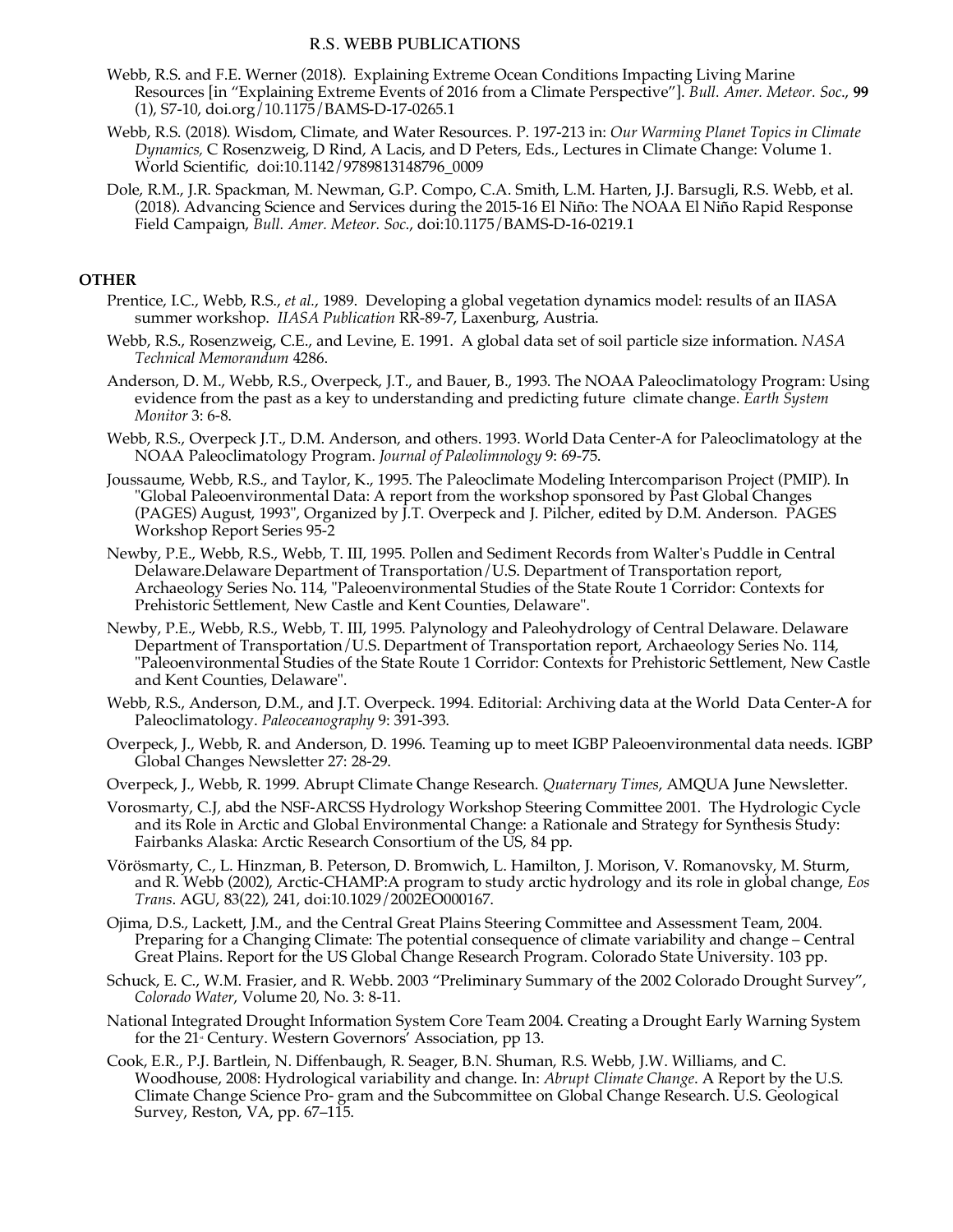- Webb, R.S. and F.E. Werner (2018). Explaining Extreme Ocean Conditions Impacting Living Marine Resources [in "Explaining Extreme Events of 2016 from a Climate Perspective"]. *Bull. Amer. Meteor. Soc.*, **99** (1), S7-10, doi.org/10.1175/BAMS-D-17-0265.1
- Webb, R.S. (2018). Wisdom, Climate, and Water Resources. P. 197-213 in: *Our Warming Planet Topics in Climate Dynamics,* C Rosenzweig, D Rind, A Lacis, and D Peters, Eds., Lectures in Climate Change: Volume 1. World Scientific, doi:10.1142/9789813148796_0009
- Dole, R.M., J.R. Spackman, M. Newman, G.P. Compo, C.A. Smith, L.M. Harten, J.J. Barsugli, R.S. Webb, et al. (2018). Advancing Science and Services during the 2015-16 El Niño: The NOAA El Niño Rapid Response Field Campaign, *Bull. Amer. Meteor. Soc.*, doi:10.1175/BAMS-D-16-0219.1

## OTHER

- Prentice, I.C., Webb, R.S., *et al.*, 1989. Developing a global vegetation dynamics model: results of an IIASA summer workshop. *IIASA Publication* RR-89-7, Laxenburg, Austria.
- Webb, R.S., Rosenzweig, C.E., and Levine, E. 1991. A global data set of soil particle size information. *NASA Technical Memorandum* 4286.
- Anderson, D. M., Webb, R.S., Overpeck, J.T., and Bauer, B., 1993. The NOAA Paleoclimatology Program: Using evidence from the past as a key to understanding and predicting future climate change. *Earth System Monitor* 3: 6-8.
- Webb, R.S., Overpeck J.T., D.M. Anderson, and others. 1993. World Data Center-A for Paleoclimatology at the NOAA Paleoclimatology Program. *Journal of Paleolimnology* 9: 69-75.
- Joussaume, Webb, R.S., and Taylor, K., 1995. The Paleoclimate Modeling Intercomparison Project (PMIP). In "Global Paleoenvironmental Data: A report from the workshop sponsored by Past Global Changes (PAGES) August, 1993", Organized by J.T. Overpeck and J. Pilcher, edited by D.M. Anderson. PAGES Workshop Report Series 95-2
- Newby, P.E., Webb, R.S., Webb, T. III, 1995. Pollen and Sediment Records from Walter's Puddle in Central Delaware.Delaware Department of Transportation/U.S. Department of Transportation report, Archaeology Series No. 114, "Paleoenvironmental Studies of the State Route 1 Corridor: Contexts for Prehistoric Settlement, New Castle and Kent Counties, Delaware".
- Newby, P.E., Webb, R.S., Webb, T. III, 1995. Palynology and Paleohydrology of Central Delaware. Delaware Department of Transportation/U.S. Department of Transportation report, Archaeology Series No. 114, "Paleoenvironmental Studies of the State Route 1 Corridor: Contexts for Prehistoric Settlement, New Castle and Kent Counties, Delaware".
- Webb, R.S., Anderson, D.M., and J.T. Overpeck. 1994. Editorial: Archiving data at the World Data Center-A for Paleoclimatology. *Paleoceanography* 9: 391-393.
- Overpeck, J., Webb, R. and Anderson, D. 1996. Teaming up to meet IGBP Paleoenvironmental data needs. IGBP Global Changes Newsletter 27: 28-29.
- Overpeck, J., Webb, R. 1999. Abrupt Climate Change Research. *Quaternary Times*, AMQUA June Newsletter.
- Vorosmarty, C.J, abd the NSF-ARCSS Hydrology Workshop Steering Committee 2001. The Hydrologic Cycle and its Role in Arctic and Global Environmental Change: a Rationale and Strategy for Synthesis Study: Fairbanks Alaska: Arctic Research Consortium of the US, 84 pp.
- Vörösmarty, C., L. Hinzman, B. Peterson, D. Bromwich, L. Hamilton, J. Morison, V. Romanovsky, M. Sturm, and R. Webb (2002), Arctic-CHAMP:A program to study arctic hydrology and its role in global change, *Eos Trans.* AGU, 83(22), 241, doi:10.1029/2002EO000167.
- Ojima, D.S., Lackett, J.M., and the Central Great Plains Steering Committee and Assessment Team, 2004. Preparing for a Changing Climate: The potential consequence of climate variability and change – Central Great Plains. Report for the US Global Change Research Program. Colorado State University. 103 pp.
- Schuck, E. C., W.M. Frasier, and R. Webb. 2003 "Preliminary Summary of the 2002 Colorado Drought Survey", *Colorado Water*, Volume 20, No. 3: 8-11.
- National Integrated Drought Information System Core Team 2004. Creating a Drought Early Warning System for the 21st Century. Western Governors' Association, pp 13.
- Cook, E.R., P.J. Bartlein, N. Diffenbaugh, R. Seager, B.N. Shuman, R.S. Webb, J.W. Williams, and C. Woodhouse, 2008: Hydrological variability and change. In: *Abrupt Climate Change*. A Report by the U.S. Climate Change Science Pro- gram and the Subcommittee on Global Change Research. U.S. Geological Survey, Reston, VA, pp. 67–115.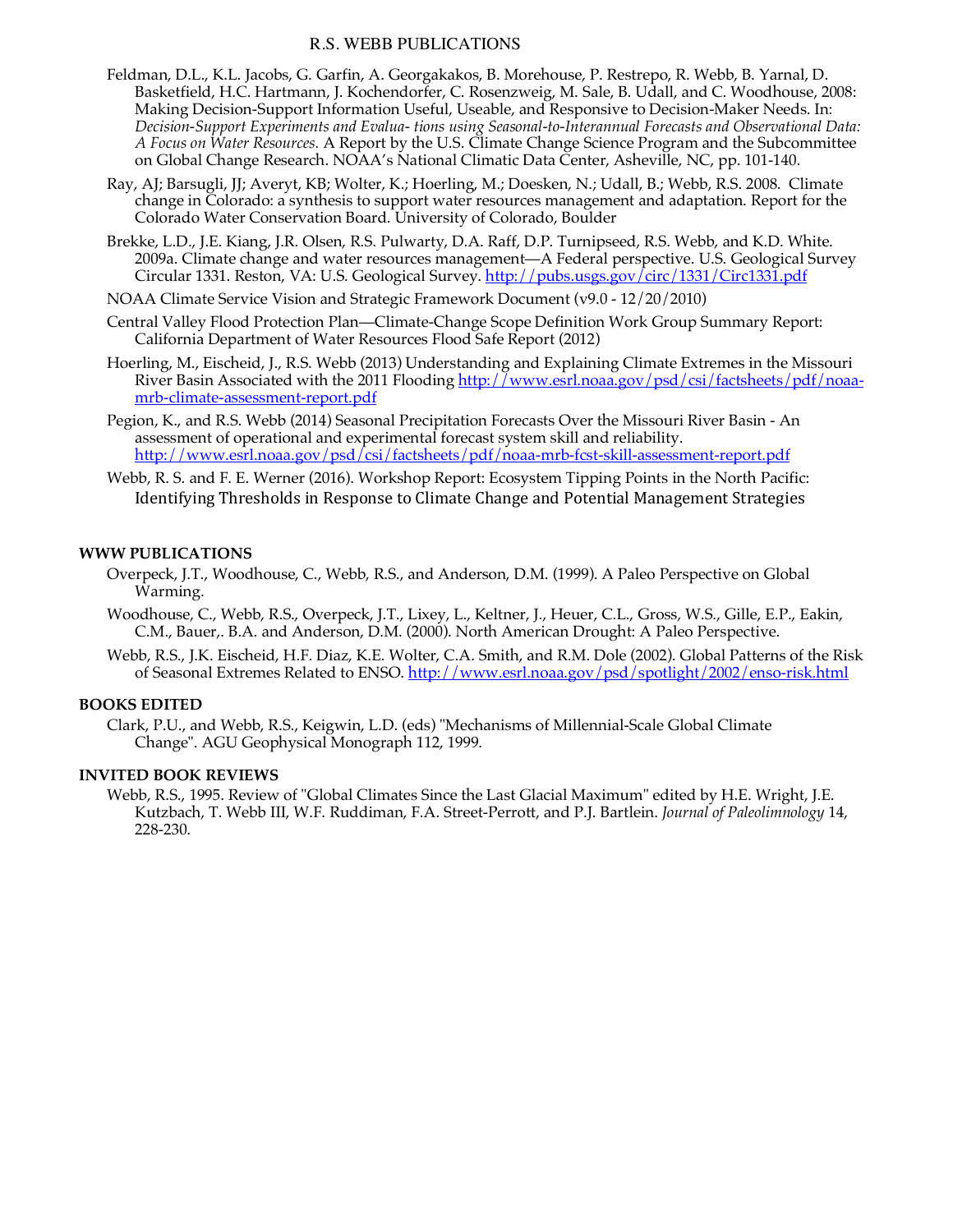Feldman, D.L., K.L. Jacobs, G. Garfin, A. Georgakakos, B. Morehouse, P. Restrepo, R. Webb, B. Yarnal, D. Basketfield, H.C. Hartmann, J. Kochendorfer, C. Rosenzweig, M. Sale, B. Udall, and C. Woodhouse, 2008: Making Decision-Support Information Useful, Useable, and Responsive to Decision-Maker Needs. In: *Decision-Support Experiments and Evalua- tions using Seasonal-to-Interannual Forecasts and Observational Data: A Focus on Water Resources.* A Report by the U.S. Climate Change Science Program and the Subcommittee on Global Change Research. NOAA's National Climatic Data Center, Asheville, NC, pp. 101-140.

Ray, AJ; Barsugli, JJ; Averyt, KB; Wolter, K.; Hoerling, M.; Doesken, N.; Udall, B.; Webb, R.S. 2008. Climate change in Colorado: a synthesis to support water resources management and adaptation. Report for the Colorado Water Conservation Board. University of Colorado, Boulder

Brekke, L.D., J.E. Kiang, J.R. Olsen, R.S. Pulwarty, D.A. Raff, D.P. Turnipseed, R.S. Webb, and K.D. White. 2009a. Climate change and water resources management—A Federal perspective. U.S. Geological Survey Circular 1331. Reston, VA: U.S. Geological Survey. http://pubs.usgs.gov/circ/1331/Circ1331.pdf

NOAA Climate Service Vision and Strategic Framework Document (v9.0 - 12/20/2010)

Central Valley Flood Protection Plan—Climate-Change Scope Definition Work Group Summary Report: California Department of Water Resources Flood Safe Report (2012)

Hoerling, M., Eischeid, J., R.S. Webb (2013) Understanding and Explaining Climate Extremes in the Missouri River Basin Associated with the 2011 Flooding http://www.esrl.noaa.gov/psd/csi/factsheets/pdf/noaa-mrb-climate-assessment-report.pdf

Pegion, K., and R.S. Webb (2014) Seasonal Precipitation Forecasts Over the Missouri River Basin - An assessment of operational and experimental forecast system skill and reliability. http://www.esrl.noaa.gov/psd/csi/factsheets/pdf/noaa-mrb-fcst-skill-assessment-report.pdf

Webb, R. S. and F. E. Werner (2016). Workshop Report: Ecosystem Tipping Points in the North Pacific: Identifying Thresholds in Response to Climate Change and Potential Management Strategies

## WWW PUBLICATIONS

Overpeck, J.T., Woodhouse, C., Webb, R.S., and Anderson, D.M. (1999). A Paleo Perspective on Global Warming.

Woodhouse, C., Webb, R.S., Overpeck, J.T., Lixey, L., Keltner, J., Heuer, C.L., Gross, W.S., Gille, E.P., Eakin, C.M., Bauer,. B.A. and Anderson, D.M. (2000). North American Drought: A Paleo Perspective.

Webb, R.S., J.K. Eischeid, H.F. Diaz, K.E. Wolter, C.A. Smith, and R.M. Dole (2002). Global Patterns of the Risk of Seasonal Extremes Related to ENSO. http://www.esrl.noaa.gov/psd/spotlight/2002/enso-risk.html

## BOOKS EDITED

Clark, P.U., and Webb, R.S., Keigwin, L.D. (eds) "Mechanisms of Millennial-Scale Global Climate Change". AGU Geophysical Monograph 112, 1999.

## INVITED BOOK REVIEWS

Webb, R.S., 1995. Review of "Global Climates Since the Last Glacial Maximum" edited by H.E. Wright, J.E. Kutzbach, T. Webb III, W.F. Ruddiman, F.A. Street-Perrott, and P.J. Bartlein. *Journal of Paleolimnology* 14, 228-230.